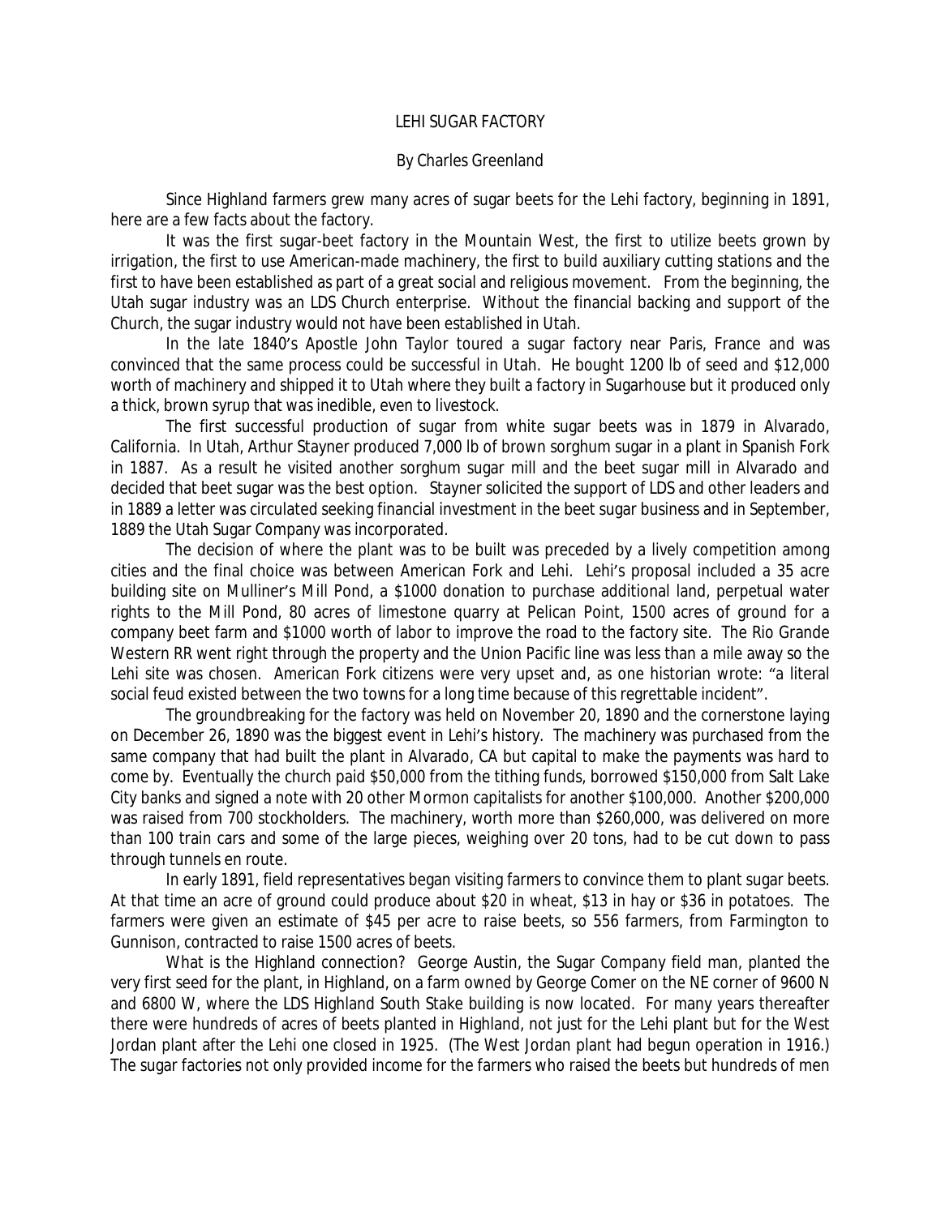# LEHI SUGAR FACTORY

By Charles Greenland

Since Highland farmers grew many acres of sugar beets for the Lehi factory, beginning in 1891, here are a few facts about the factory.

It was the first sugar-beet factory in the Mountain West, the first to utilize beets grown by irrigation, the first to use American-made machinery, the first to build auxiliary cutting stations and the first to have been established as part of a great social and religious movement. From the beginning, the Utah sugar industry was an LDS Church enterprise. Without the financial backing and support of the Church, the sugar industry would not have been established in Utah.

In the late 1840's Apostle John Taylor toured a sugar factory near Paris, France and was convinced that the same process could be successful in Utah. He bought 1200 lb of seed and $12,000 worth of machinery and shipped it to Utah where they built a factory in Sugarhouse but it produced only a thick, brown syrup that was inedible, even to livestock.

The first successful production of sugar from white sugar beets was in 1879 in Alvarado, California. In Utah, Arthur Stayner produced 7,000 lb of brown sorghum sugar in a plant in Spanish Fork in 1887. As a result he visited another sorghum sugar mill and the beet sugar mill in Alvarado and decided that beet sugar was the best option. Stayner solicited the support of LDS and other leaders and in 1889 a letter was circulated seeking financial investment in the beet sugar business and in September, 1889 the Utah Sugar Company was incorporated.

The decision of where the plant was to be built was preceded by a lively competition among cities and the final choice was between American Fork and Lehi. Lehi's proposal included a 35 acre building site on Mulliner's Mill Pond, a $1000 donation to purchase additional land, perpetual water rights to the Mill Pond, 80 acres of limestone quarry at Pelican Point, 1500 acres of ground for a company beet farm and $1000 worth of labor to improve the road to the factory site. The Rio Grande Western RR went right through the property and the Union Pacific line was less than a mile away so the Lehi site was chosen. American Fork citizens were very upset and, as one historian wrote: "a literal social feud existed between the two towns for a long time because of this regrettable incident".

The groundbreaking for the factory was held on November 20, 1890 and the cornerstone laying on December 26, 1890 was the biggest event in Lehi's history. The machinery was purchased from the same company that had built the plant in Alvarado, CA but capital to make the payments was hard to come by. Eventually the church paid $50,000 from the tithing funds, borrowed $150,000 from Salt Lake City banks and signed a note with 20 other Mormon capitalists for another $100,000. Another $200,000 was raised from 700 stockholders. The machinery, worth more than $260,000, was delivered on more than 100 train cars and some of the large pieces, weighing over 20 tons, had to be cut down to pass through tunnels en route.

In early 1891, field representatives began visiting farmers to convince them to plant sugar beets. At that time an acre of ground could produce about $20 in wheat, $13 in hay or $36 in potatoes. The farmers were given an estimate of $45 per acre to raise beets, so 556 farmers, from Farmington to Gunnison, contracted to raise 1500 acres of beets.

What is the Highland connection? George Austin, the Sugar Company field man, planted the very first seed for the plant, in Highland, on a farm owned by George Comer on the NE corner of 9600 N and 6800 W, where the LDS Highland South Stake building is now located. For many years thereafter there were hundreds of acres of beets planted in Highland, not just for the Lehi plant but for the West Jordan plant after the Lehi one closed in 1925. (The West Jordan plant had begun operation in 1916.) The sugar factories not only provided income for the farmers who raised the beets but hundreds of men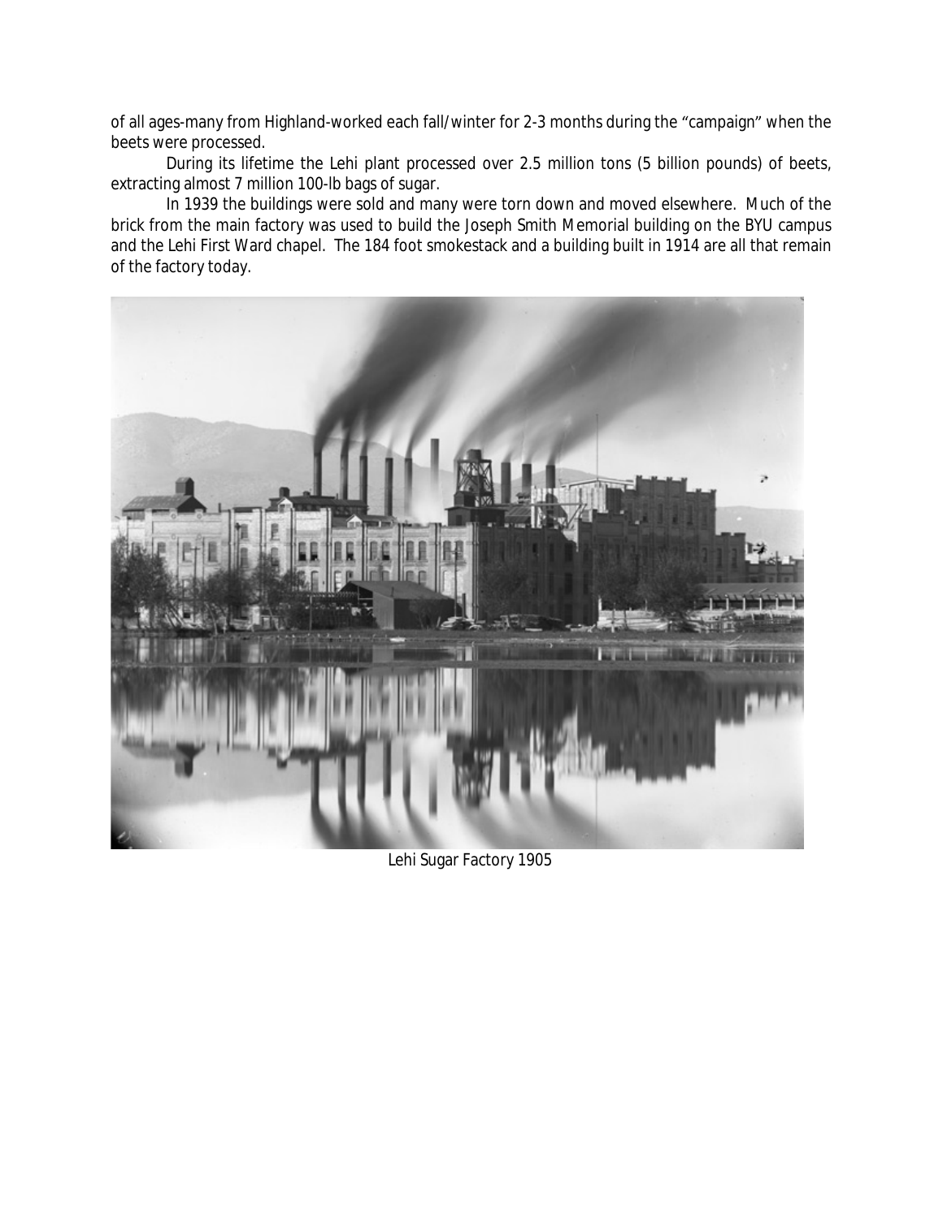of all ages-many from Highland-worked each fall/winter for 2-3 months during the "campaign" when the beets were processed.

During its lifetime the Lehi plant processed over 2.5 million tons (5 billion pounds) of beets, extracting almost 7 million 100-lb bags of sugar.

In 1939 the buildings were sold and many were torn down and moved elsewhere. Much of the brick from the main factory was used to build the Joseph Smith Memorial building on the BYU campus and the Lehi First Ward chapel. The 184 foot smokestack and a building built in 1914 are all that remain of the factory today.

Lehi Sugar Factory 1905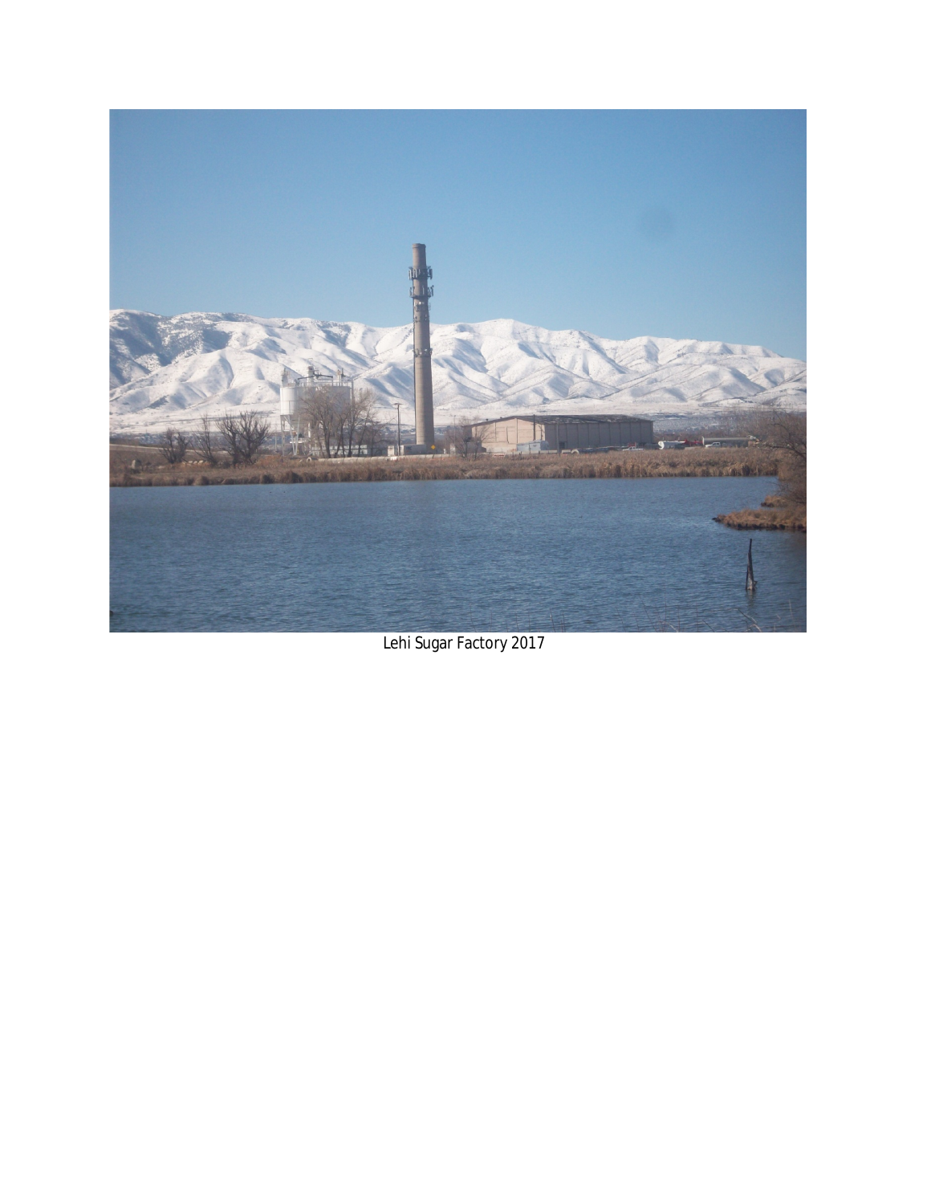Lehi Sugar Factory 2017